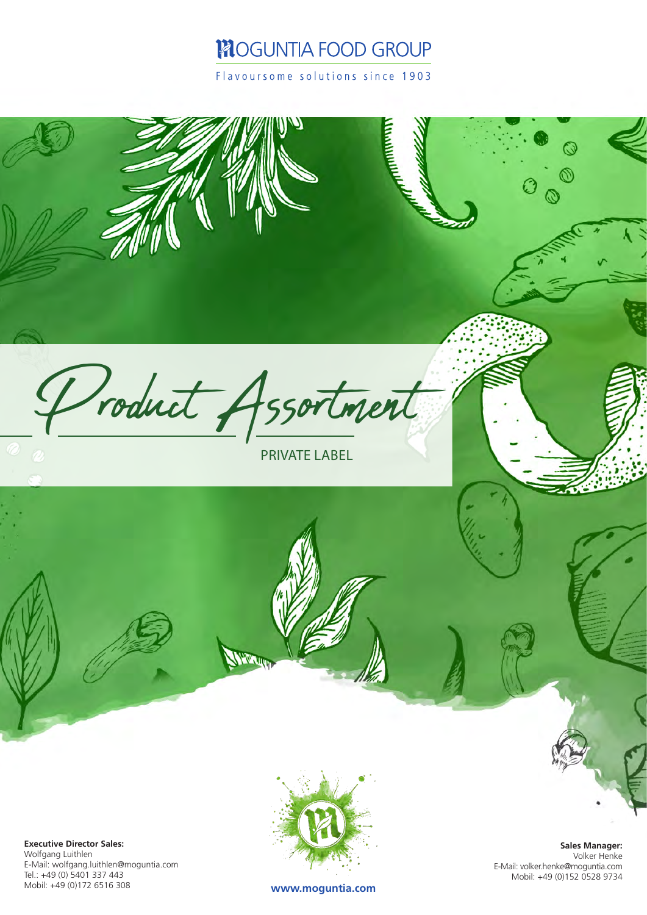# MOGUNTIA FOOD GROUP

Flavoursome solutions since 1903

# Product Assortment

PRIVATE LABEL

**Executive Director Sales:**
Wolfgang Luithlen
E-Mail: wolfgang.luithlen@moguntia.com
Tel.: +49 (0) 5401 337 443
Mobil: +49 (0)172 6516 308

www.moguntia.com

**Sales Manager:**
Volker Henke
E-Mail: volker.henke@moguntia.com
Mobil: +49 (0)152 0528 9734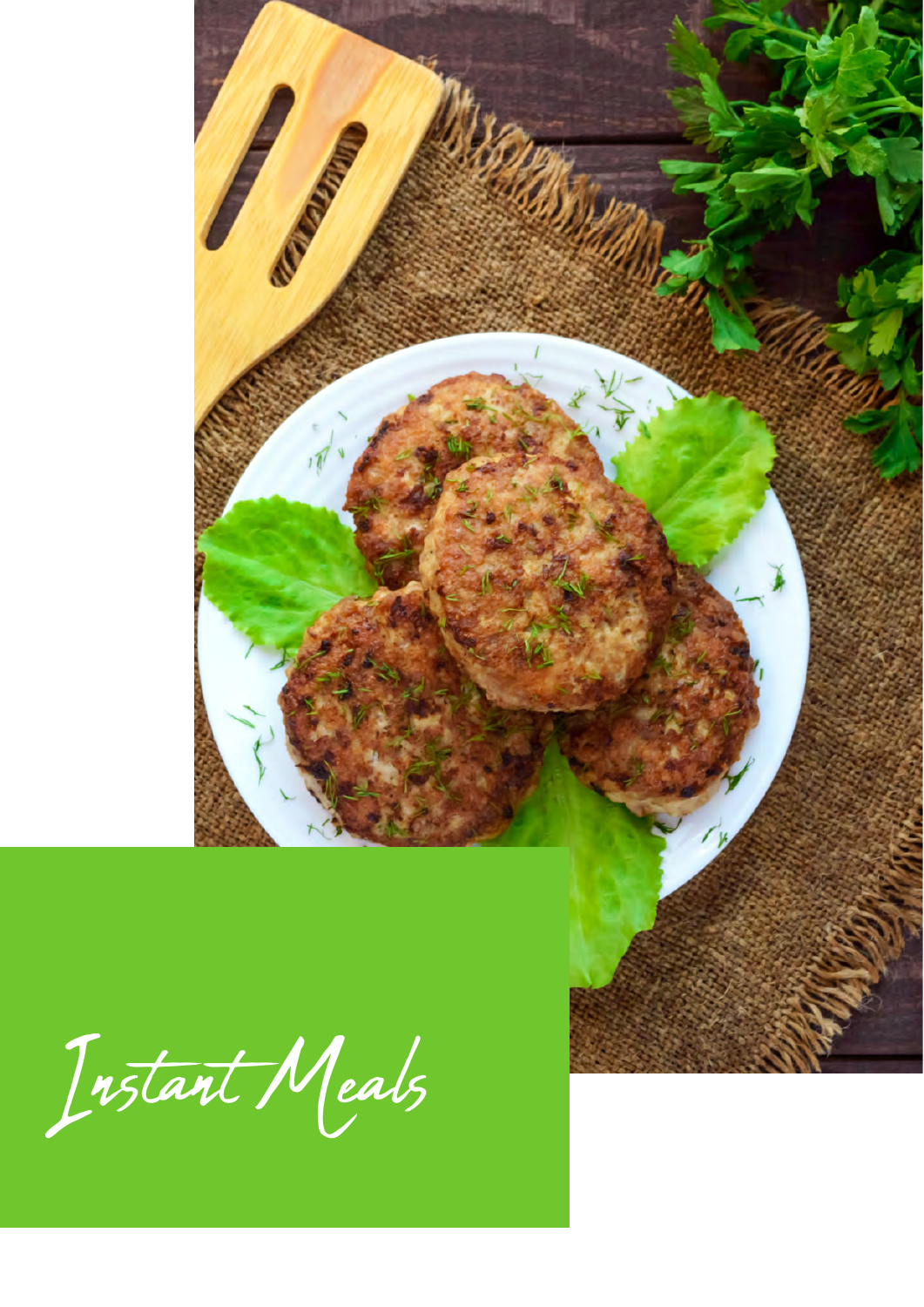# Instant Meals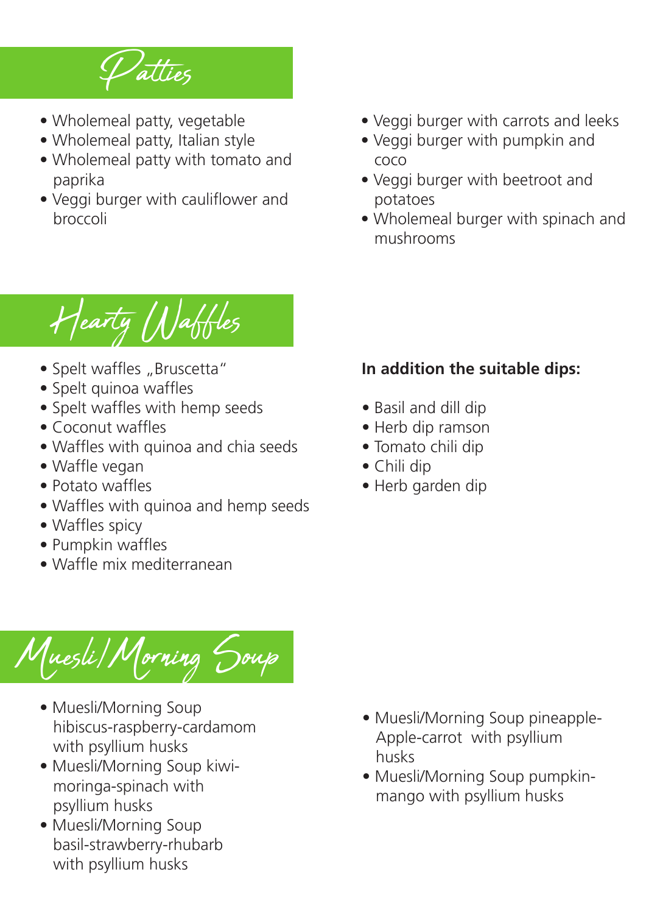# Patties

- Wholemeal patty, vegetable
- Wholemeal patty, Italian style
- Wholemeal patty with tomato and paprika
- Veggi burger with cauliflower and broccoli
- Veggi burger with carrots and leeks
- Veggi burger with pumpkin and coco
- Veggi burger with beetroot and potatoes
- Wholemeal burger with spinach and mushrooms

# Hearty Waffles

- Spelt waffles „Bruscetta“
- Spelt quinoa waffles
- Spelt waffles with hemp seeds
- Coconut waffles
- Waffles with quinoa and chia seeds
- Waffle vegan
- Potato waffles
- Waffles with quinoa and hemp seeds
- Waffles spicy
- Pumpkin waffles
- Waffle mix mediterranean

**In addition the suitable dips:**

- Basil and dill dip
- Herb dip ramson
- Tomato chili dip
- Chili dip
- Herb garden dip

# Muesli/Morning Soup

- Muesli/Morning Soup hibiscus-raspberry-cardamom with psyllium husks
- Muesli/Morning Soup kiwi-moringa-spinach with psyllium husks
- Muesli/Morning Soup basil-strawberry-rhubarb with psyllium husks
- Muesli/Morning Soup pineapple-Apple-carrot with psyllium husks
- Muesli/Morning Soup pumpkin-mango with psyllium husks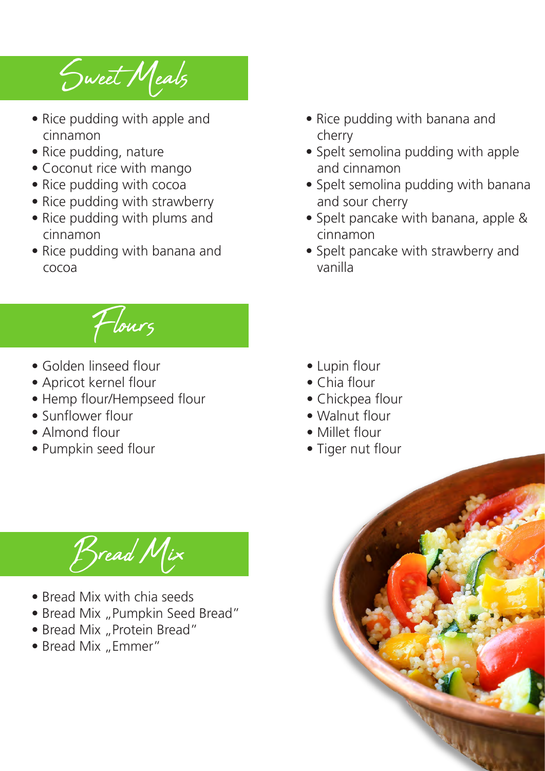## Sweet Meals

- Rice pudding with apple and cinnamon
- Rice pudding, nature
- Coconut rice with mango
- Rice pudding with cocoa
- Rice pudding with strawberry
- Rice pudding with plums and cinnamon
- Rice pudding with banana and cocoa
- Rice pudding with banana and cherry
- Spelt semolina pudding with apple and cinnamon
- Spelt semolina pudding with banana and sour cherry
- Spelt pancake with banana, apple & cinnamon
- Spelt pancake with strawberry and vanilla

## Flours

- Golden linseed flour
- Apricot kernel flour
- Hemp flour/Hempseed flour
- Sunflower flour
- Almond flour
- Pumpkin seed flour
- Lupin flour
- Chia flour
- Chickpea flour
- Walnut flour
- Millet flour
- Tiger nut flour

## Bread Mix

- Bread Mix with chia seeds
- Bread Mix „Pumpkin Seed Bread"
- Bread Mix „Protein Bread"
- Bread Mix „Emmer"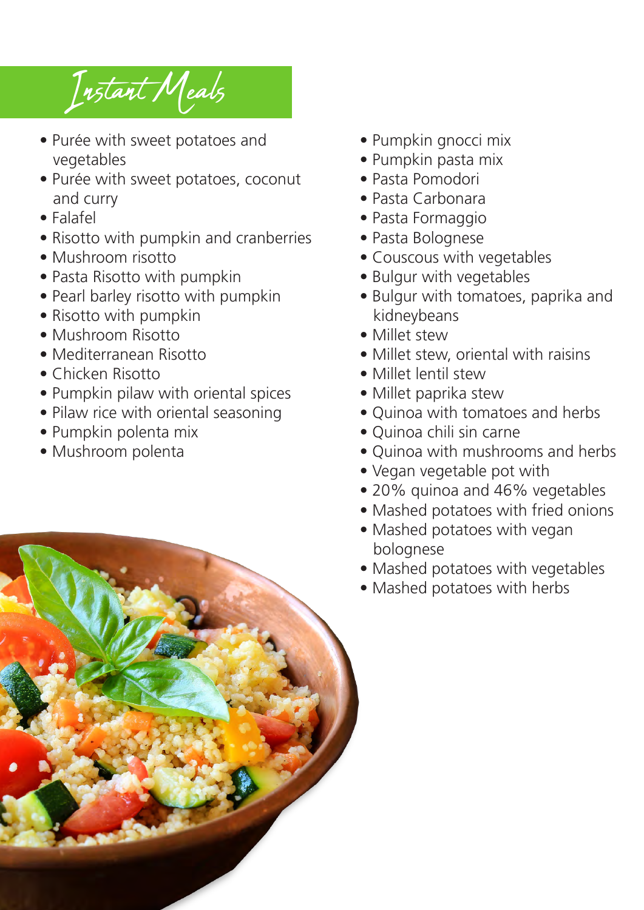# Instant Meals

- Purée with sweet potatoes and vegetables
- Purée with sweet potatoes, coconut and curry
- Falafel
- Risotto with pumpkin and cranberries
- Mushroom risotto
- Pasta Risotto with pumpkin
- Pearl barley risotto with pumpkin
- Risotto with pumpkin
- Mushroom Risotto
- Mediterranean Risotto
- Chicken Risotto
- Pumpkin pilaw with oriental spices
- Pilaw rice with oriental seasoning
- Pumpkin polenta mix
- Mushroom polenta
- Pumpkin gnocci mix
- Pumpkin pasta mix
- Pasta Pomodori
- Pasta Carbonara
- Pasta Formaggio
- Pasta Bolognese
- Couscous with vegetables
- Bulgur with vegetables
- Bulgur with tomatoes, paprika and kidneybeans
- Millet stew
- Millet stew, oriental with raisins
- Millet lentil stew
- Millet paprika stew
- Quinoa with tomatoes and herbs
- Quinoa chili sin carne
- Quinoa with mushrooms and herbs
- Vegan vegetable pot with
- 20% quinoa and 46% vegetables
- Mashed potatoes with fried onions
- Mashed potatoes with vegan bolognese
- Mashed potatoes with vegetables
- Mashed potatoes with herbs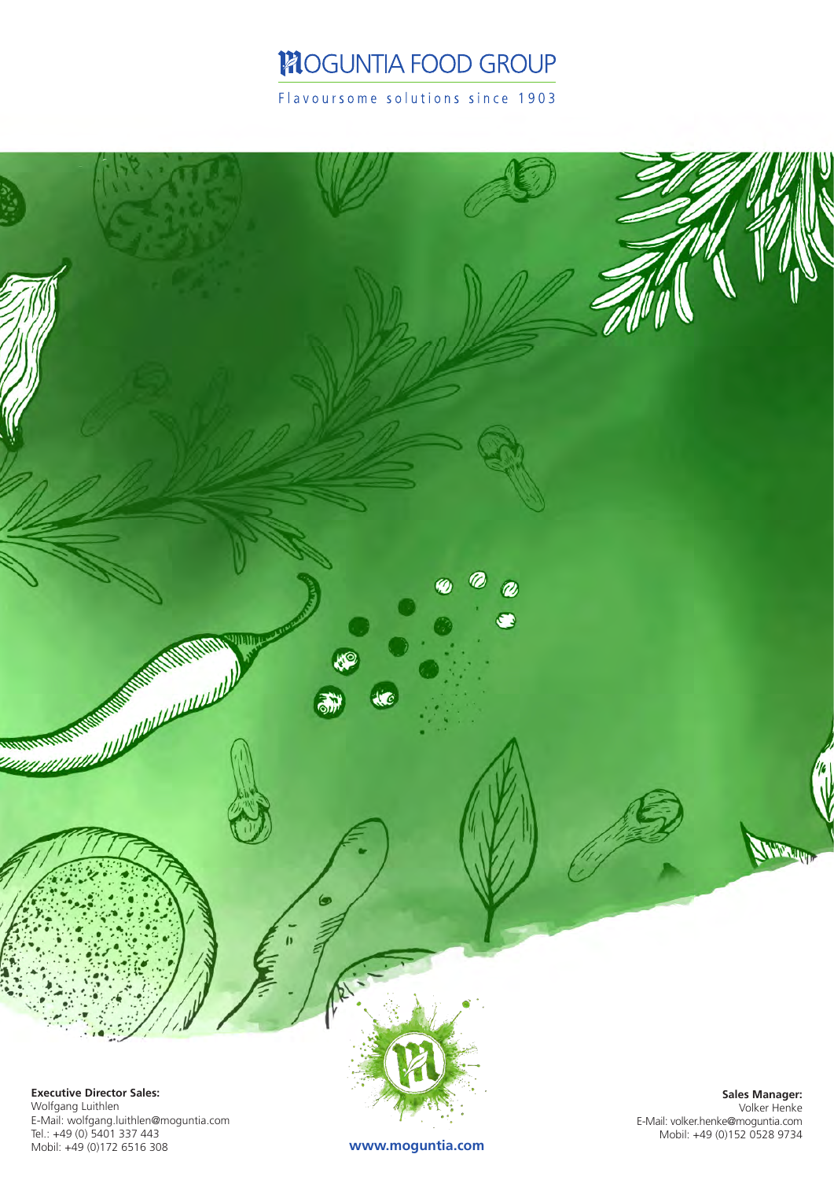# MOGUNTIA FOOD GROUP

Flavoursome solutions since 1903

**Executive Director Sales:**
Wolfgang Luithlen
E-Mail: wolfgang.luithlen@moguntia.com
Tel.: +49 (0) 5401 337 443
Mobil: +49 (0)172 6516 308

**Sales Manager:**
Volker Henke
E-Mail: volker.henke@moguntia.com
Mobil: +49 (0)152 0528 9734

**www.moguntia.com**